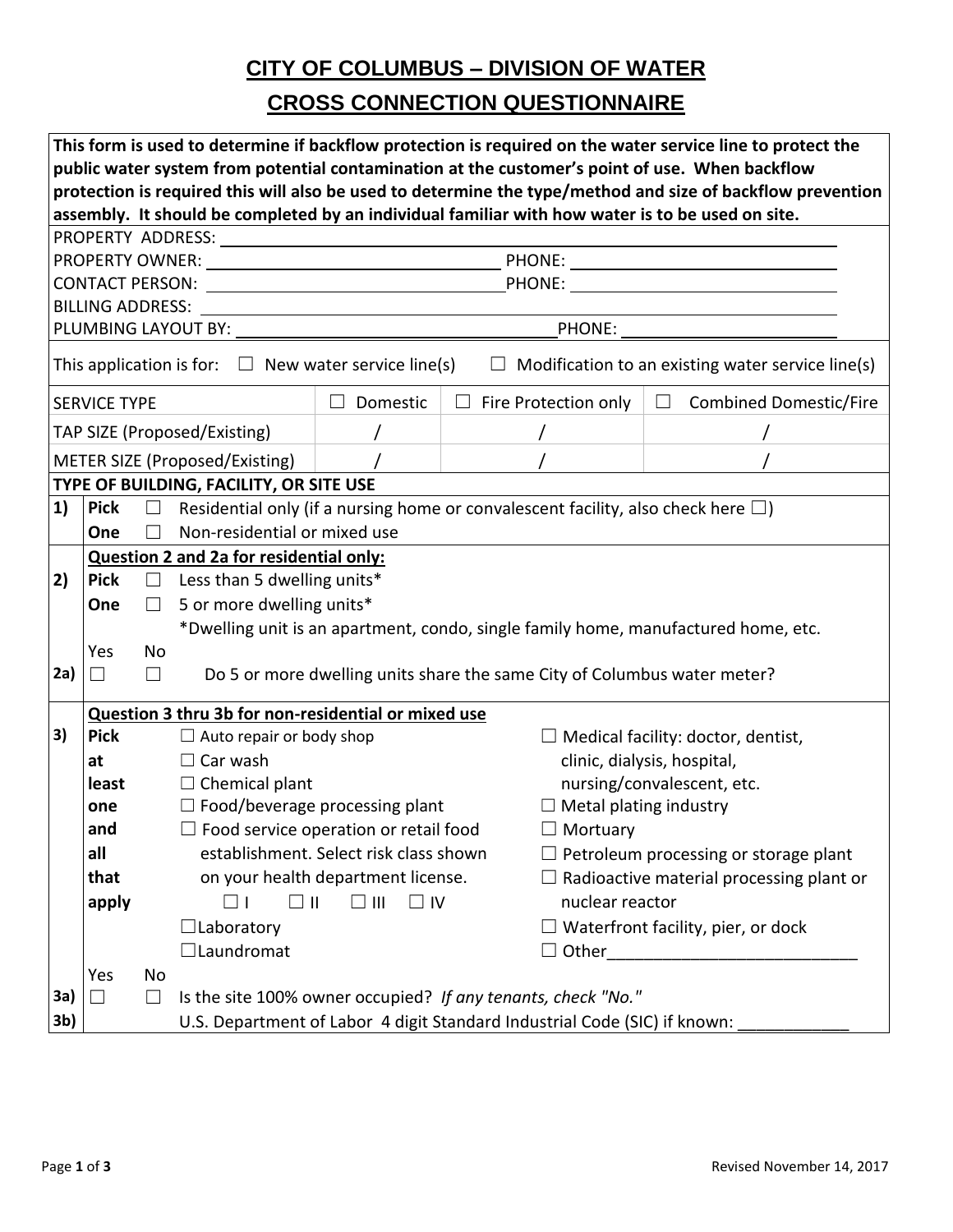# CITY OF COLUMBUS – DIVISION OF WATER

## CROSS CONNECTION QUESTIONNAIRE

**This form is used to determine if backflow protection is required on the water service line to protect the public water system from potential contamination at the customer's point of use. When backflow protection is required this will also be used to determine the type/method and size of backflow prevention assembly. It should be completed by an individual familiar with how water is to be used on site.**

PROPERTY ADDRESS: ______________________________

PROPERTY OWNER: ______________________________ PHONE: ______________________________

CONTACT PERSON: ______________________________ PHONE: ______________________________

BILLING ADDRESS: ______________________________

PLUMBING LAYOUT BY: ______________________________ PHONE: ______________________________

This application is for: ☐ New water service line(s) ☐ Modification to an existing water service line(s)

| SERVICE TYPE | ☐ Domestic | ☐ Fire Protection only | ☐ Combined Domestic/Fire |
|---|---|---|---|
| TAP SIZE (Proposed/Existing) | / | / | / |
| METER SIZE (Proposed/Existing) | / | / | / |

**TYPE OF BUILDING, FACILITY, OR SITE USE**

**1) Pick One**
- ☐ Residential only (if a nursing home or convalescent facility, also check here ☐)
- ☐ Non-residential or mixed use

**Question 2 and 2a for residential only:**

**2) Pick One**
- ☐ Less than 5 dwelling units*
- ☐ 5 or more dwelling units*

*Dwelling unit is an apartment, condo, single family home, manufactured home, etc.

| | Yes | No | |
|---|---|---|---|
| 2a) | ☐ | ☐ | Do 5 or more dwelling units share the same City of Columbus water meter? |

**Question 3 thru 3b for non-residential or mixed use**

**3) Pick at least one and all that apply**
- ☐ Auto repair or body shop
- ☐ Car wash
- ☐ Chemical plant
- ☐ Food/beverage processing plant
- ☐ Food service operation or retail food establishment. Select risk class shown on your health department license.
  ☐ I ☐ II ☐ III ☐ IV
- ☐ Laboratory
- ☐ Laundromat
- ☐ Medical facility: doctor, dentist, clinic, dialysis, hospital, nursing/convalescent, etc.
- ☐ Metal plating industry
- ☐ Mortuary
- ☐ Petroleum processing or storage plant
- ☐ Radioactive material processing plant or nuclear reactor
- ☐ Waterfront facility, pier, or dock
- ☐ Other______________________________

| | Yes | No | |
|---|---|---|---|
| 3a) | ☐ | ☐ | Is the site 100% owner occupied? *If any tenants, check "No."* |
| 3b) | | | U.S. Department of Labor 4 digit Standard Industrial Code (SIC) if known: ____________ |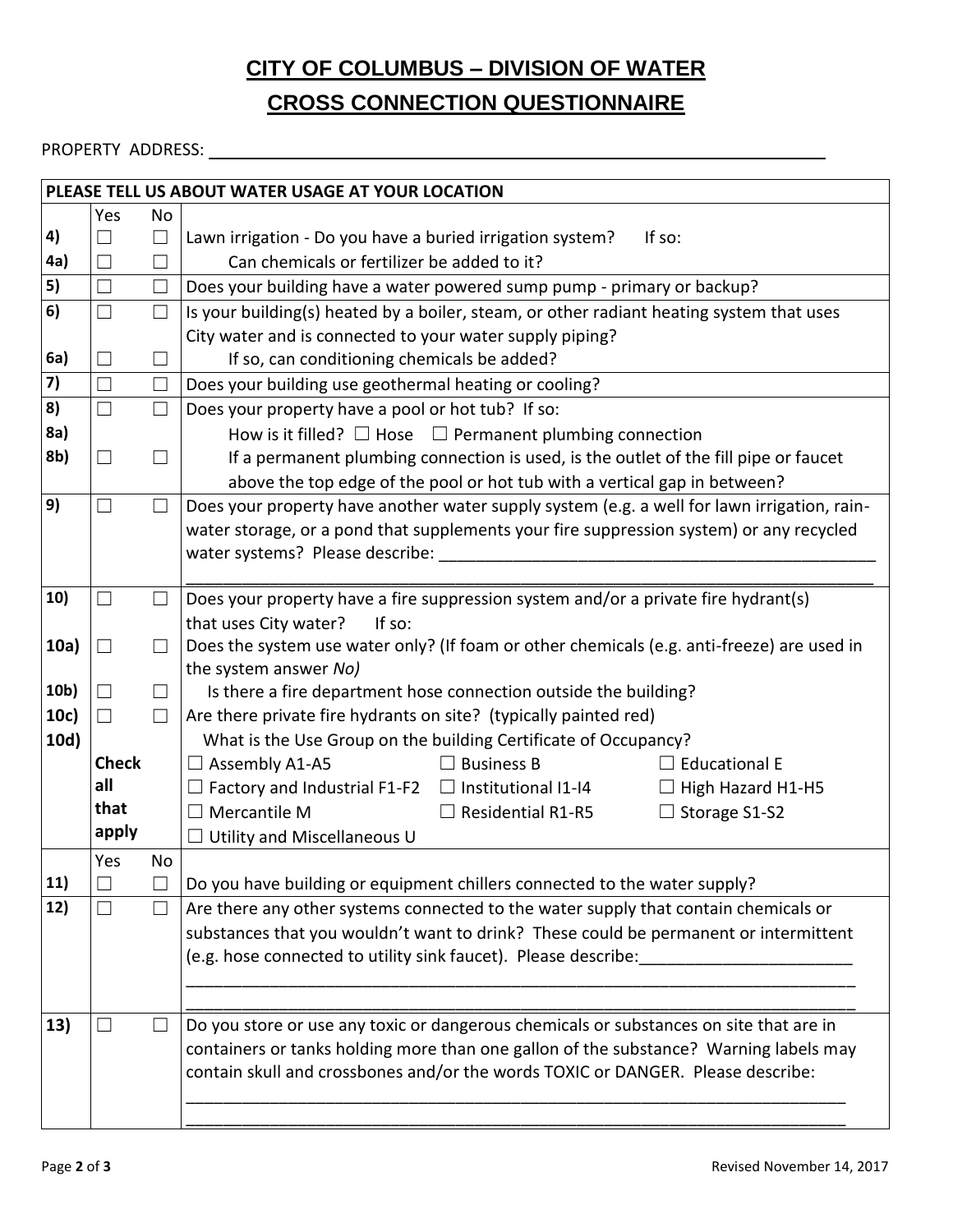# CITY OF COLUMBUS – DIVISION OF WATER

## CROSS CONNECTION QUESTIONNAIRE

PROPERTY ADDRESS: ____________________________________________

| PLEASE TELL US ABOUT WATER USAGE AT YOUR LOCATION | | | |
|---|---|---|---|
| | Yes | No | |
| 4) | ☐ | ☐ | Lawn irrigation - Do you have a buried irrigation system? If so: |
| 4a) | ☐ | ☐ | Can chemicals or fertilizer be added to it? |
| 5) | ☐ | ☐ | Does your building have a water powered sump pump - primary or backup? |
| 6) | ☐ | ☐ | Is your building(s) heated by a boiler, steam, or other radiant heating system that uses City water and is connected to your water supply piping? |
| 6a) | ☐ | ☐ | If so, can conditioning chemicals be added? |
| 7) | ☐ | ☐ | Does your building use geothermal heating or cooling? |
| 8) | ☐ | ☐ | Does your property have a pool or hot tub? If so: |
| 8a) | | | How is it filled? ☐ Hose ☐ Permanent plumbing connection |
| 8b) | ☐ | ☐ | If a permanent plumbing connection is used, is the outlet of the fill pipe or faucet above the top edge of the pool or hot tub with a vertical gap in between? |
| 9) | ☐ | ☐ | Does your property have another water supply system (e.g. a well for lawn irrigation, rain-water storage, or a pond that supplements your fire suppression system) or any recycled water systems? Please describe: ____________________________________________ |
| 10) | ☐ | ☐ | Does your property have a fire suppression system and/or a private fire hydrant(s) that uses City water? If so: |
| 10a) | ☐ | ☐ | Does the system use water only? (If foam or other chemicals (e.g. anti-freeze) are used in the system answer *No)* |
| 10b) | ☐ | ☐ | Is there a fire department hose connection outside the building? |
| 10c) | ☐ | ☐ | Are there private fire hydrants on site? (typically painted red) |
| 10d) | | | What is the Use Group on the building Certificate of Occupancy? |
| | **Check all that apply** | | ☐ Assembly A1-A5 ☐ Business B ☐ Educational E<br>☐ Factory and Industrial F1-F2 ☐ Institutional I1-I4 ☐ High Hazard H1-H5<br>☐ Mercantile M ☐ Residential R1-R5 ☐ Storage S1-S2<br>☐ Utility and Miscellaneous U |
| | Yes | No | |
| 11) | ☐ | ☐ | Do you have building or equipment chillers connected to the water supply? |
| 12) | ☐ | ☐ | Are there any other systems connected to the water supply that contain chemicals or substances that you wouldn't want to drink? These could be permanent or intermittent (e.g. hose connected to utility sink faucet). Please describe: ____________________________________________ |
| 13) | ☐ | ☐ | Do you store or use any toxic or dangerous chemicals or substances on site that are in containers or tanks holding more than one gallon of the substance? Warning labels may contain skull and crossbones and/or the words TOXIC or DANGER. Please describe: ____________________________________________ |

Revised November 14, 2017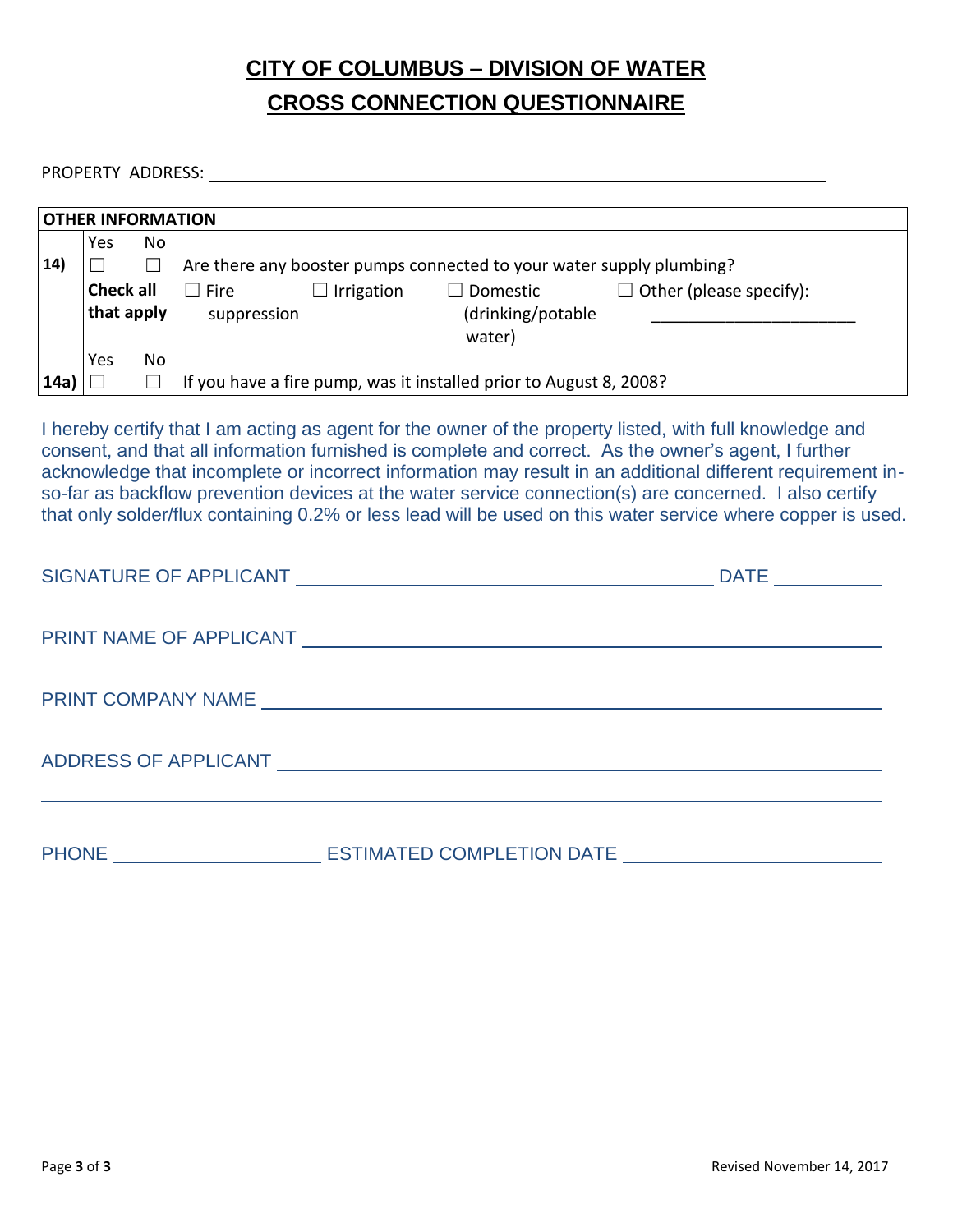# CITY OF COLUMBUS – DIVISION OF WATER

## CROSS CONNECTION QUESTIONNAIRE

PROPERTY ADDRESS: ______________________________________________

| OTHER INFORMATION | | | | | | |
|---|---|---|---|---|---|---|
| | Yes | No | | | | |
| **14)** | ☐ | ☐ | Are there any booster pumps connected to your water supply plumbing? | | | |
| | **Check all that apply** | | ☐ Fire suppression | ☐ Irrigation | ☐ Domestic (drinking/potable water) | ☐ Other (please specify): ______________________ |
| | Yes | No | | | | |
| **14a)** | ☐ | ☐ | If you have a fire pump, was it installed prior to August 8, 2008? | | | |

I hereby certify that I am acting as agent for the owner of the property listed, with full knowledge and consent, and that all information furnished is complete and correct. As the owner's agent, I further acknowledge that incomplete or incorrect information may result in an additional different requirement in-so-far as backflow prevention devices at the water service connection(s) are concerned. I also certify that only solder/flux containing 0.2% or less lead will be used on this water service where copper is used.

SIGNATURE OF APPLICANT ______________________________________ DATE __________

PRINT NAME OF APPLICANT ______________________________________________

PRINT COMPANY NAME ______________________________________________

ADDRESS OF APPLICANT ______________________________________________

______________________________________________________________

PHONE ____________________ ESTIMATED COMPLETION DATE ________________________

Revised November 14, 2017